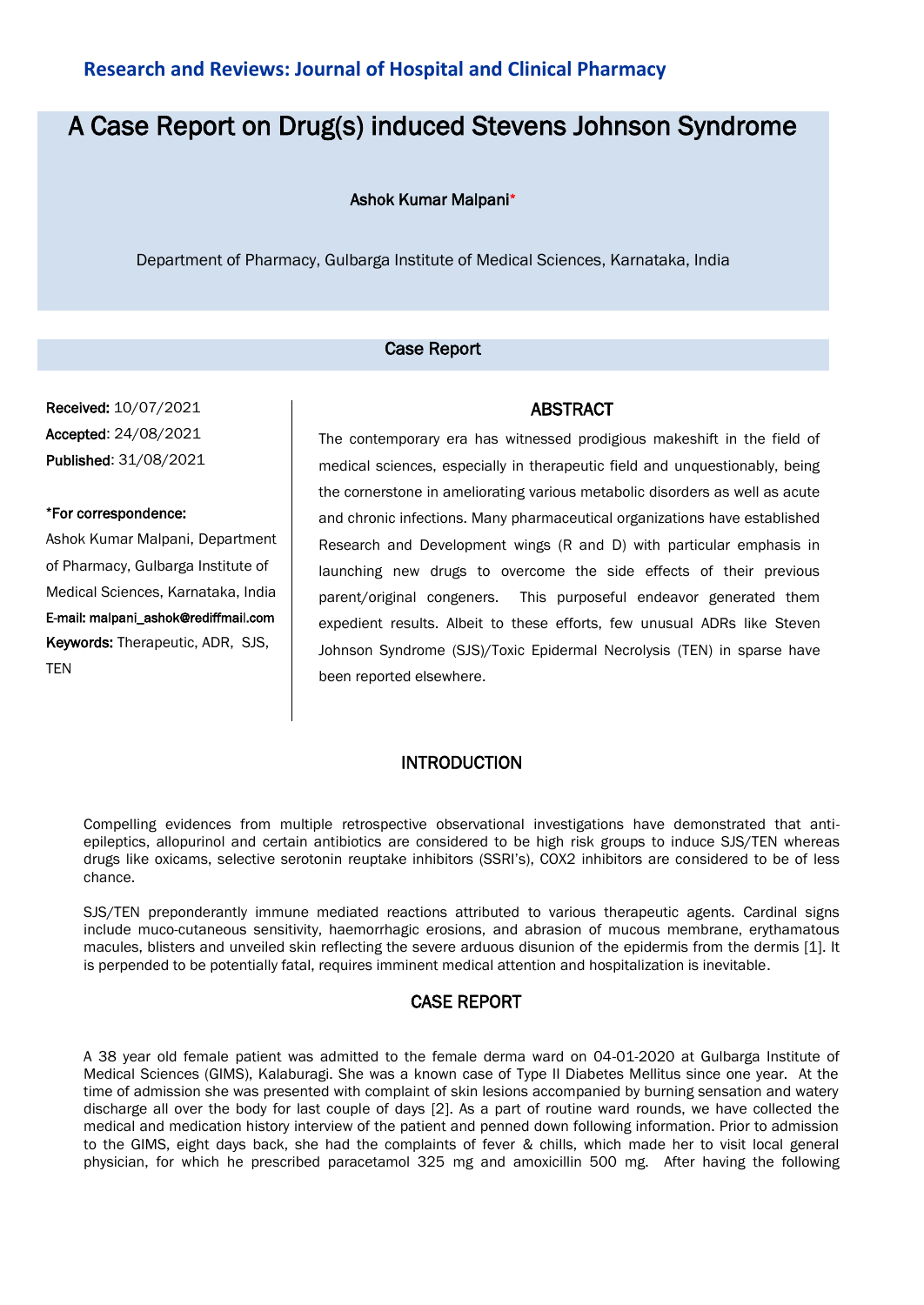Research and Reviews: Journal of Hospital and Clinical Pharmacy

# A Case Report on Drug(s) induced Stevens Johnson Syndrome

**Ashok Kumar Malpani***

Department of Pharmacy, Gulbarga Institute of Medical Sciences, Karnataka, India

## Case Report

**Received:** 10/07/2021
**Accepted**: 24/08/2021
**Published**: 31/08/2021

**\*For correspondence:**
Ashok Kumar Malpani, Department of Pharmacy, Gulbarga Institute of Medical Sciences, Karnataka, India
**E-mail: malpani_ashok@rediffmail.com**

**Keywords:** Therapeutic, ADR, SJS, TEN

## ABSTRACT

The contemporary era has witnessed prodigious makeshift in the field of medical sciences, especially in therapeutic field and unquestionably, being the cornerstone in ameliorating various metabolic disorders as well as acute and chronic infections. Many pharmaceutical organizations have established Research and Development wings (R and D) with particular emphasis in launching new drugs to overcome the side effects of their previous parent/original congeners. This purposeful endeavor generated them expedient results. Albeit to these efforts, few unusual ADRs like Steven Johnson Syndrome (SJS)/Toxic Epidermal Necrolysis (TEN) in sparse have been reported elsewhere.

## INTRODUCTION

Compelling evidences from multiple retrospective observational investigations have demonstrated that anti-epileptics, allopurinol and certain antibiotics are considered to be high risk groups to induce SJS/TEN whereas drugs like oxicams, selective serotonin reuptake inhibitors (SSRI's), COX2 inhibitors are considered to be of less chance.

SJS/TEN preponderantly immune mediated reactions attributed to various therapeutic agents. Cardinal signs include muco-cutaneous sensitivity, haemorrhagic erosions, and abrasion of mucous membrane, erythamatous macules, blisters and unveiled skin reflecting the severe arduous disunion of the epidermis from the dermis [1]. It is perpended to be potentially fatal, requires imminent medical attention and hospitalization is inevitable.

## CASE REPORT

A 38 year old female patient was admitted to the female derma ward on 04-01-2020 at Gulbarga Institute of Medical Sciences (GIMS), Kalaburagi. She was a known case of Type II Diabetes Mellitus since one year. At the time of admission she was presented with complaint of skin lesions accompanied by burning sensation and watery discharge all over the body for last couple of days [2]. As a part of routine ward rounds, we have collected the medical and medication history interview of the patient and penned down following information. Prior to admission to the GIMS, eight days back, she had the complaints of fever & chills, which made her to visit local general physician, for which he prescribed paracetamol 325 mg and amoxicillin 500 mg. After having the following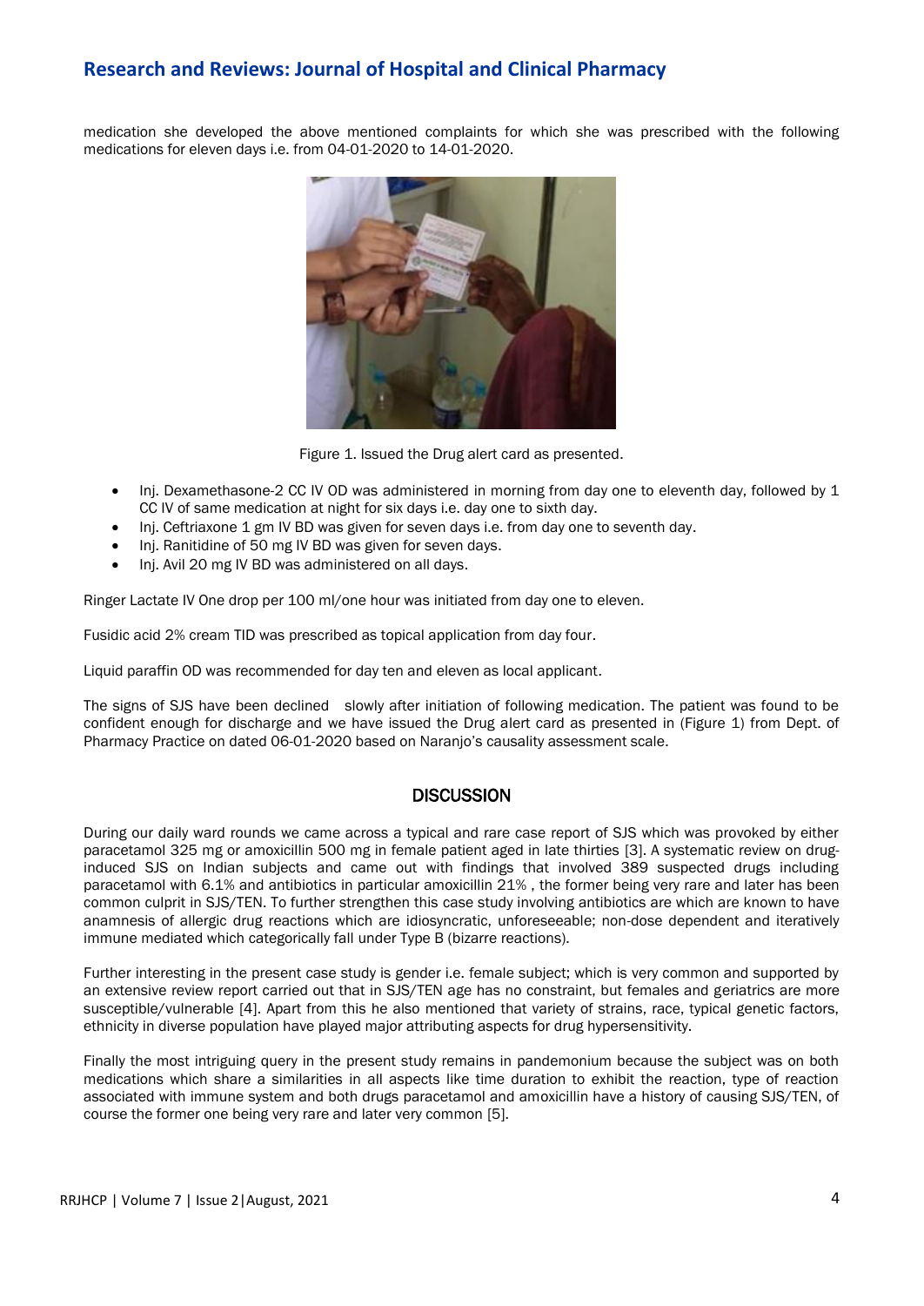medication she developed the above mentioned complaints for which she was prescribed with the following medications for eleven days i.e. from 04-01-2020 to 14-01-2020.

Figure 1. Issued the Drug alert card as presented.

- Inj. Dexamethasone-2 CC IV OD was administered in morning from day one to eleventh day, followed by 1 CC IV of same medication at night for six days i.e. day one to sixth day.
- Inj. Ceftriaxone 1 gm IV BD was given for seven days i.e. from day one to seventh day.
- Inj. Ranitidine of 50 mg IV BD was given for seven days.
- Inj. Avil 20 mg IV BD was administered on all days.

Ringer Lactate IV One drop per 100 ml/one hour was initiated from day one to eleven.

Fusidic acid 2% cream TID was prescribed as topical application from day four.

Liquid paraffin OD was recommended for day ten and eleven as local applicant.

The signs of SJS have been declined slowly after initiation of following medication. The patient was found to be confident enough for discharge and we have issued the Drug alert card as presented in (Figure 1) from Dept. of Pharmacy Practice on dated 06-01-2020 based on Naranjo's causality assessment scale.

## DISCUSSION

During our daily ward rounds we came across a typical and rare case report of SJS which was provoked by either paracetamol 325 mg or amoxicillin 500 mg in female patient aged in late thirties [3]. A systematic review on drug-induced SJS on Indian subjects and came out with findings that involved 389 suspected drugs including paracetamol with 6.1% and antibiotics in particular amoxicillin 21% , the former being very rare and later has been common culprit in SJS/TEN. To further strengthen this case study involving antibiotics are which are known to have anamnesis of allergic drug reactions which are idiosyncratic, unforeseeable; non-dose dependent and iteratively immune mediated which categorically fall under Type B (bizarre reactions).

Further interesting in the present case study is gender i.e. female subject; which is very common and supported by an extensive review report carried out that in SJS/TEN age has no constraint, but females and geriatrics are more susceptible/vulnerable [4]. Apart from this he also mentioned that variety of strains, race, typical genetic factors, ethnicity in diverse population have played major attributing aspects for drug hypersensitivity.

Finally the most intriguing query in the present study remains in pandemonium because the subject was on both medications which share a similarities in all aspects like time duration to exhibit the reaction, type of reaction associated with immune system and both drugs paracetamol and amoxicillin have a history of causing SJS/TEN, of course the former one being very rare and later very common [5].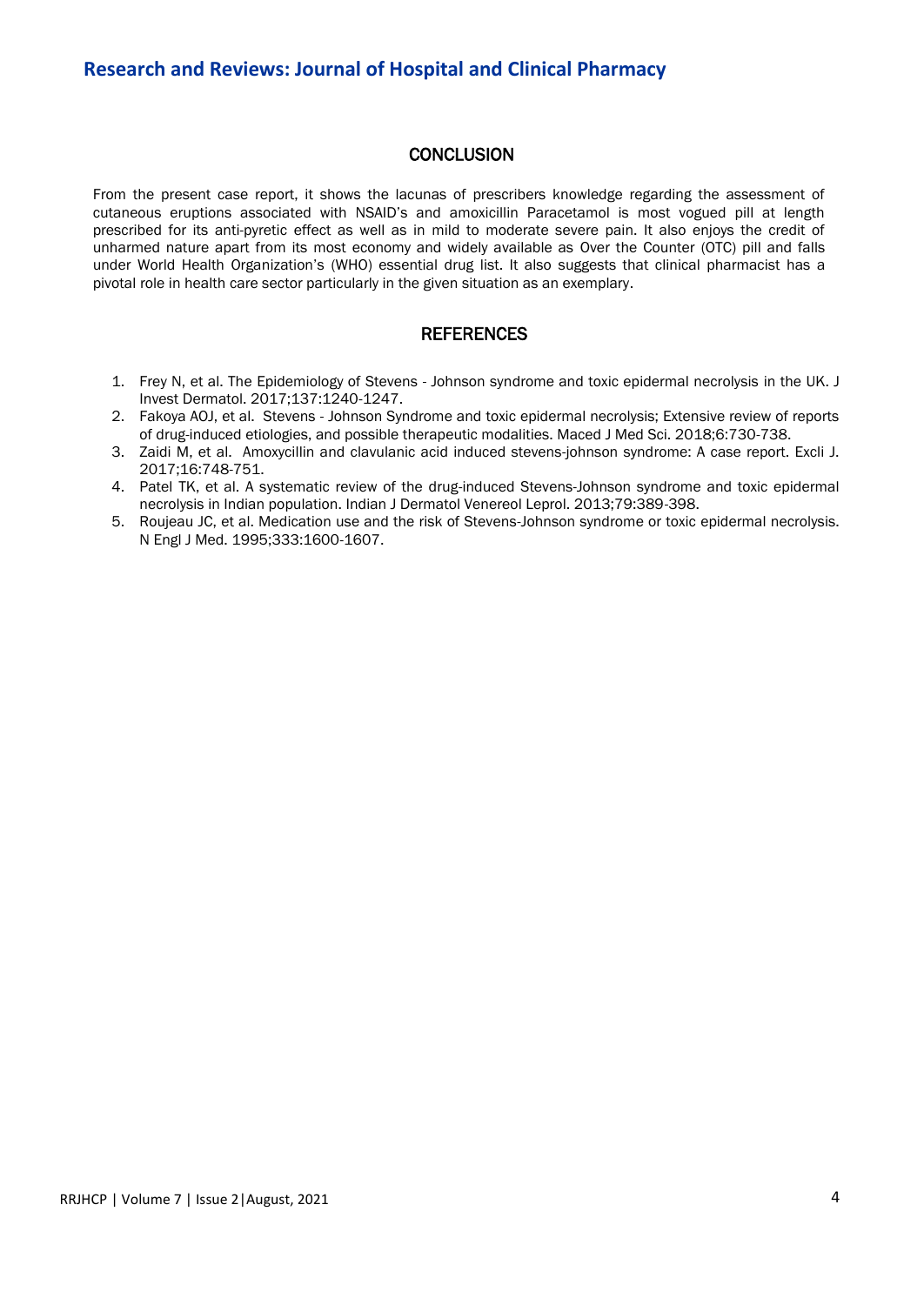## CONCLUSION

From the present case report, it shows the lacunas of prescribers knowledge regarding the assessment of cutaneous eruptions associated with NSAID's and amoxicillin Paracetamol is most vogued pill at length prescribed for its anti-pyretic effect as well as in mild to moderate severe pain. It also enjoys the credit of unharmed nature apart from its most economy and widely available as Over the Counter (OTC) pill and falls under World Health Organization's (WHO) essential drug list. It also suggests that clinical pharmacist has a pivotal role in health care sector particularly in the given situation as an exemplary.

## REFERENCES

1. Frey N, et al. The Epidemiology of Stevens - Johnson syndrome and toxic epidermal necrolysis in the UK. J Invest Dermatol. 2017;137:1240-1247.
2. Fakoya AOJ, et al. Stevens - Johnson Syndrome and toxic epidermal necrolysis; Extensive review of reports of drug-induced etiologies, and possible therapeutic modalities. Maced J Med Sci. 2018;6:730-738.
3. Zaidi M, et al. Amoxycillin and clavulanic acid induced stevens-johnson syndrome: A case report. Excli J. 2017;16:748-751.
4. Patel TK, et al. A systematic review of the drug-induced Stevens-Johnson syndrome and toxic epidermal necrolysis in Indian population. Indian J Dermatol Venereol Leprol. 2013;79:389-398.
5. Roujeau JC, et al. Medication use and the risk of Stevens-Johnson syndrome or toxic epidermal necrolysis. N Engl J Med. 1995;333:1600-1607.